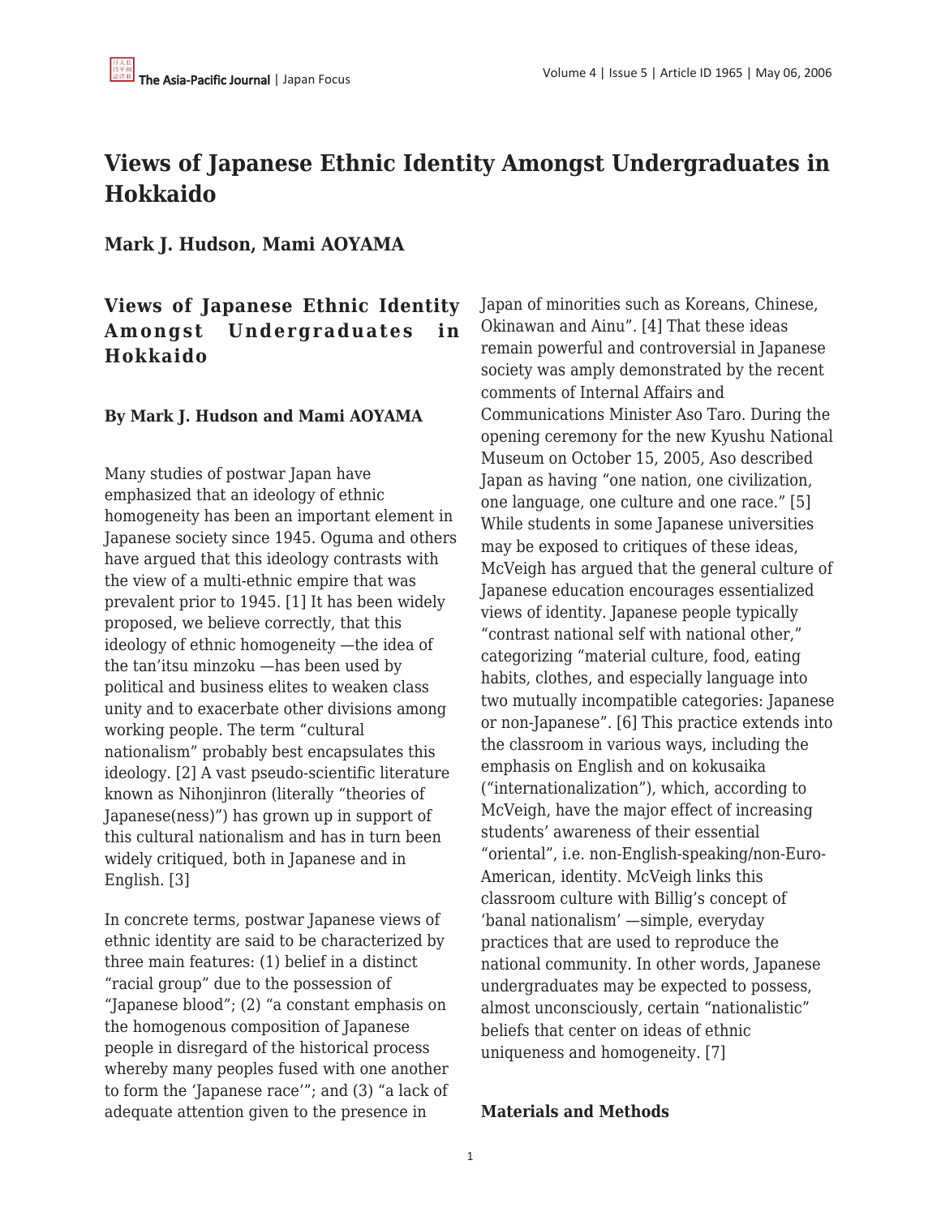# Views of Japanese Ethnic Identity Amongst Undergraduates in Hokkaido

**Mark J. Hudson, Mami AOYAMA**

## Views of Japanese Ethnic Identity Amongst Undergraduates in Hokkaido

**By Mark J. Hudson and Mami AOYAMA**

Many studies of postwar Japan have emphasized that an ideology of ethnic homogeneity has been an important element in Japanese society since 1945. Oguma and others have argued that this ideology contrasts with the view of a multi-ethnic empire that was prevalent prior to 1945. [1] It has been widely proposed, we believe correctly, that this ideology of ethnic homogeneity —the idea of the tan'itsu minzoku —has been used by political and business elites to weaken class unity and to exacerbate other divisions among working people. The term "cultural nationalism" probably best encapsulates this ideology. [2] A vast pseudo-scientific literature known as Nihonjinron (literally "theories of Japanese(ness)") has grown up in support of this cultural nationalism and has in turn been widely critiqued, both in Japanese and in English. [3]

In concrete terms, postwar Japanese views of ethnic identity are said to be characterized by three main features: (1) belief in a distinct "racial group" due to the possession of "Japanese blood"; (2) "a constant emphasis on the homogenous composition of Japanese people in disregard of the historical process whereby many peoples fused with one another to form the 'Japanese race'"; and (3) "a lack of adequate attention given to the presence in Japan of minorities such as Koreans, Chinese, Okinawan and Ainu". [4] That these ideas remain powerful and controversial in Japanese society was amply demonstrated by the recent comments of Internal Affairs and Communications Minister Aso Taro. During the opening ceremony for the new Kyushu National Museum on October 15, 2005, Aso described Japan as having "one nation, one civilization, one language, one culture and one race." [5] While students in some Japanese universities may be exposed to critiques of these ideas, McVeigh has argued that the general culture of Japanese education encourages essentialized views of identity. Japanese people typically "contrast national self with national other," categorizing "material culture, food, eating habits, clothes, and especially language into two mutually incompatible categories: Japanese or non-Japanese". [6] This practice extends into the classroom in various ways, including the emphasis on English and on kokusaika ("internationalization"), which, according to McVeigh, have the major effect of increasing students' awareness of their essential "oriental", i.e. non-English-speaking/non-Euro-American, identity. McVeigh links this classroom culture with Billig's concept of 'banal nationalism' —simple, everyday practices that are used to reproduce the national community. In other words, Japanese undergraduates may be expected to possess, almost unconsciously, certain "nationalistic" beliefs that center on ideas of ethnic uniqueness and homogeneity. [7]

### Materials and Methods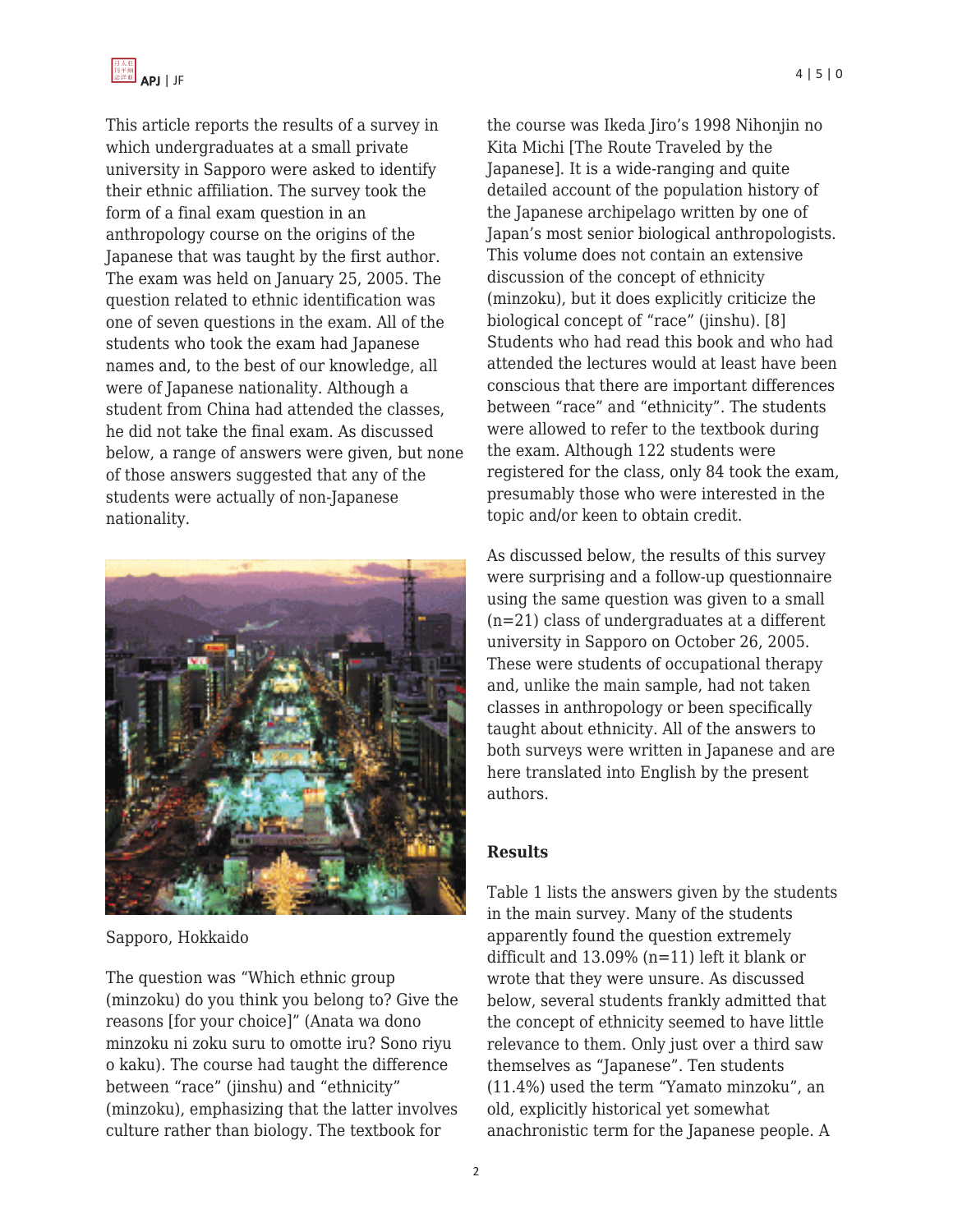This article reports the results of a survey in which undergraduates at a small private university in Sapporo were asked to identify their ethnic affiliation. The survey took the form of a final exam question in an anthropology course on the origins of the Japanese that was taught by the first author. The exam was held on January 25, 2005. The question related to ethnic identification was one of seven questions in the exam. All of the students who took the exam had Japanese names and, to the best of our knowledge, all were of Japanese nationality. Although a student from China had attended the classes, he did not take the final exam. As discussed below, a range of answers were given, but none of those answers suggested that any of the students were actually of non-Japanese nationality.

Sapporo, Hokkaido

The question was "Which ethnic group (minzoku) do you think you belong to? Give the reasons [for your choice]" (Anata wa dono minzoku ni zoku suru to omotte iru? Sono riyu o kaku). The course had taught the difference between "race" (jinshu) and "ethnicity" (minzoku), emphasizing that the latter involves culture rather than biology. The textbook for the course was Ikeda Jiro's 1998 Nihonjin no Kita Michi [The Route Traveled by the Japanese]. It is a wide-ranging and quite detailed account of the population history of the Japanese archipelago written by one of Japan's most senior biological anthropologists. This volume does not contain an extensive discussion of the concept of ethnicity (minzoku), but it does explicitly criticize the biological concept of "race" (jinshu). [8] Students who had read this book and who had attended the lectures would at least have been conscious that there are important differences between "race" and "ethnicity". The students were allowed to refer to the textbook during the exam. Although 122 students were registered for the class, only 84 took the exam, presumably those who were interested in the topic and/or keen to obtain credit.

As discussed below, the results of this survey were surprising and a follow-up questionnaire using the same question was given to a small (n=21) class of undergraduates at a different university in Sapporo on October 26, 2005. These were students of occupational therapy and, unlike the main sample, had not taken classes in anthropology or been specifically taught about ethnicity. All of the answers to both surveys were written in Japanese and are here translated into English by the present authors.

**Results**

Table 1 lists the answers given by the students in the main survey. Many of the students apparently found the question extremely difficult and 13.09% (n=11) left it blank or wrote that they were unsure. As discussed below, several students frankly admitted that the concept of ethnicity seemed to have little relevance to them. Only just over a third saw themselves as "Japanese". Ten students (11.4%) used the term "Yamato minzoku", an old, explicitly historical yet somewhat anachronistic term for the Japanese people. A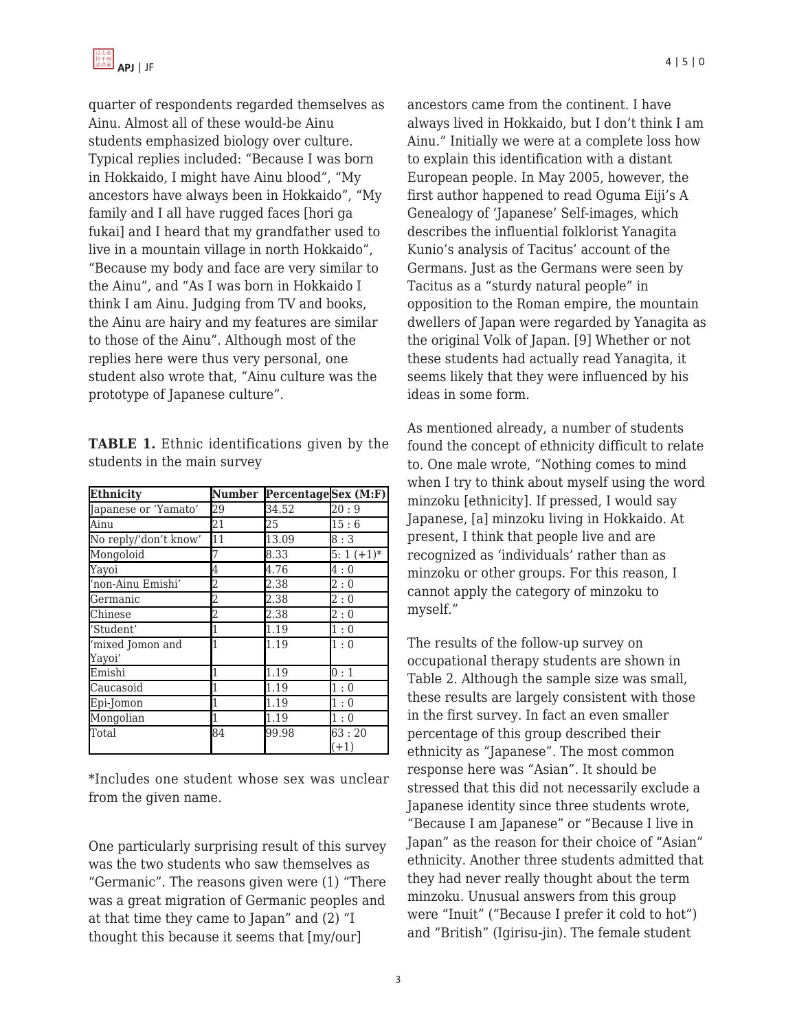quarter of respondents regarded themselves as Ainu. Almost all of these would-be Ainu students emphasized biology over culture. Typical replies included: "Because I was born in Hokkaido, I might have Ainu blood", "My ancestors have always been in Hokkaido", "My family and I all have rugged faces [hori ga fukai] and I heard that my grandfather used to live in a mountain village in north Hokkaido", "Because my body and face are very similar to the Ainu", and "As I was born in Hokkaido I think I am Ainu. Judging from TV and books, the Ainu are hairy and my features are similar to those of the Ainu". Although most of the replies here were thus very personal, one student also wrote that, "Ainu culture was the prototype of Japanese culture".

**TABLE 1.** Ethnic identifications given by the students in the main survey

| Ethnicity | Number | Percentage | Sex (M:F) |
|---|---|---|---|
| Japanese or 'Yamato' | 29 | 34.52 | 20 : 9 |
| Ainu | 21 | 25 | 15 : 6 |
| No reply/'don't know' | 11 | 13.09 | 8 : 3 |
| Mongoloid | 7 | 8.33 | 5: 1 (+1)* |
| Yayoi | 4 | 4.76 | 4 : 0 |
| 'non-Ainu Emishi' | 2 | 2.38 | 2 : 0 |
| Germanic | 2 | 2.38 | 2 : 0 |
| Chinese | 2 | 2.38 | 2 : 0 |
| 'Student' | 1 | 1.19 | 1 : 0 |
| 'mixed Jomon and Yayoi' | 1 | 1.19 | 1 : 0 |
| Emishi | 1 | 1.19 | 0 : 1 |
| Caucasoid | 1 | 1.19 | 1 : 0 |
| Epi-Jomon | 1 | 1.19 | 1 : 0 |
| Mongolian | 1 | 1.19 | 1 : 0 |
| Total | 84 | 99.98 | 63 : 20 (+1) |

*Includes one student whose sex was unclear from the given name.

One particularly surprising result of this survey was the two students who saw themselves as "Germanic". The reasons given were (1) "There was a great migration of Germanic peoples and at that time they came to Japan" and (2) "I thought this because it seems that [my/our] ancestors came from the continent. I have always lived in Hokkaido, but I don't think I am Ainu." Initially we were at a complete loss how to explain this identification with a distant European people. In May 2005, however, the first author happened to read Oguma Eiji's A Genealogy of 'Japanese' Self-images, which describes the influential folklorist Yanagita Kunio's analysis of Tacitus' account of the Germans. Just as the Germans were seen by Tacitus as a "sturdy natural people" in opposition to the Roman empire, the mountain dwellers of Japan were regarded by Yanagita as the original Volk of Japan. [9] Whether or not these students had actually read Yanagita, it seems likely that they were influenced by his ideas in some form.

As mentioned already, a number of students found the concept of ethnicity difficult to relate to. One male wrote, "Nothing comes to mind when I try to think about myself using the word minzoku [ethnicity]. If pressed, I would say Japanese, [a] minzoku living in Hokkaido. At present, I think that people live and are recognized as 'individuals' rather than as minzoku or other groups. For this reason, I cannot apply the category of minzoku to myself."

The results of the follow-up survey on occupational therapy students are shown in Table 2. Although the sample size was small, these results are largely consistent with those in the first survey. In fact an even smaller percentage of this group described their ethnicity as "Japanese". The most common response here was "Asian". It should be stressed that this did not necessarily exclude a Japanese identity since three students wrote, "Because I am Japanese" or "Because I live in Japan" as the reason for their choice of "Asian" ethnicity. Another three students admitted that they had never really thought about the term minzoku. Unusual answers from this group were "Inuit" ("Because I prefer it cold to hot") and "British" (Igirisu-jin). The female student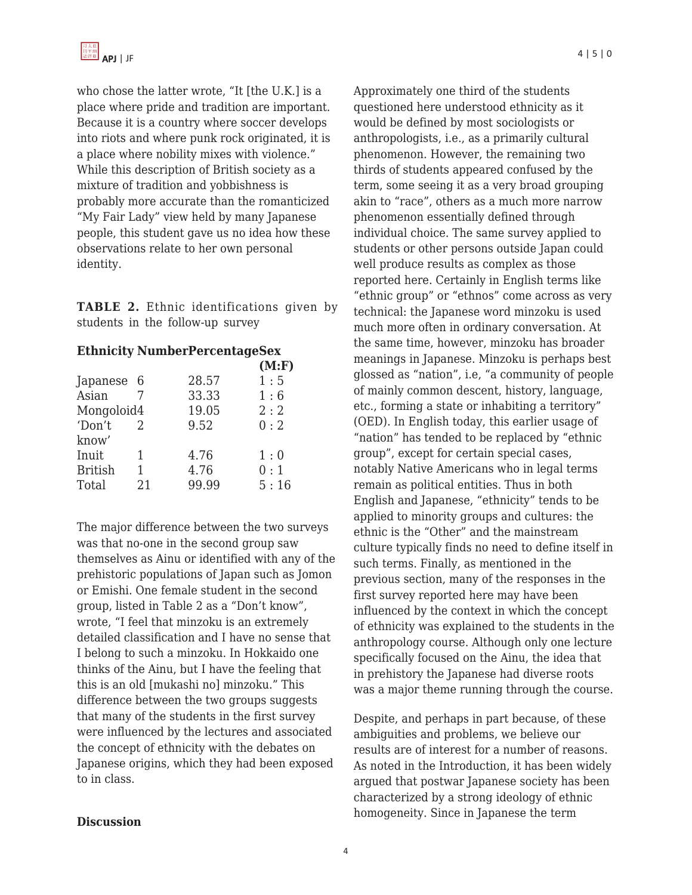who chose the latter wrote, "It [the U.K.] is a place where pride and tradition are important. Because it is a country where soccer develops into riots and where punk rock originated, it is a place where nobility mixes with violence." While this description of British society as a mixture of tradition and yobbishness is probably more accurate than the romanticized "My Fair Lady" view held by many Japanese people, this student gave us no idea how these observations relate to her own personal identity.

**TABLE 2.** Ethnic identifications given by students in the follow-up survey

| Ethnicity | Number | Percentage | Sex (M:F) |
|---|---|---|---|
| Japanese | 6 | 28.57 | 1 : 5 |
| Asian | 7 | 33.33 | 1 : 6 |
| Mongoloid | 4 | 19.05 | 2 : 2 |
| 'Don't know' | 2 | 9.52 | 0 : 2 |
| Inuit | 1 | 4.76 | 1 : 0 |
| British | 1 | 4.76 | 0 : 1 |
| Total | 21 | 99.99 | 5 : 16 |

The major difference between the two surveys was that no-one in the second group saw themselves as Ainu or identified with any of the prehistoric populations of Japan such as Jomon or Emishi. One female student in the second group, listed in Table 2 as a "Don't know", wrote, "I feel that minzoku is an extremely detailed classification and I have no sense that I belong to such a minzoku. In Hokkaido one thinks of the Ainu, but I have the feeling that this is an old [mukashi no] minzoku." This difference between the two groups suggests that many of the students in the first survey were influenced by the lectures and associated the concept of ethnicity with the debates on Japanese origins, which they had been exposed to in class.

## Discussion

Approximately one third of the students questioned here understood ethnicity as it would be defined by most sociologists or anthropologists, i.e., as a primarily cultural phenomenon. However, the remaining two thirds of students appeared confused by the term, some seeing it as a very broad grouping akin to "race", others as a much more narrow phenomenon essentially defined through individual choice. The same survey applied to students or other persons outside Japan could well produce results as complex as those reported here. Certainly in English terms like "ethnic group" or "ethnos" come across as very technical: the Japanese word minzoku is used much more often in ordinary conversation. At the same time, however, minzoku has broader meanings in Japanese. Minzoku is perhaps best glossed as "nation", i.e, "a community of people of mainly common descent, history, language, etc., forming a state or inhabiting a territory" (OED). In English today, this earlier usage of "nation" has tended to be replaced by "ethnic group", except for certain special cases, notably Native Americans who in legal terms remain as political entities. Thus in both English and Japanese, "ethnicity" tends to be applied to minority groups and cultures: the ethnic is the "Other" and the mainstream culture typically finds no need to define itself in such terms. Finally, as mentioned in the previous section, many of the responses in the first survey reported here may have been influenced by the context in which the concept of ethnicity was explained to the students in the anthropology course. Although only one lecture specifically focused on the Ainu, the idea that in prehistory the Japanese had diverse roots was a major theme running through the course.

Despite, and perhaps in part because, of these ambiguities and problems, we believe our results are of interest for a number of reasons. As noted in the Introduction, it has been widely argued that postwar Japanese society has been characterized by a strong ideology of ethnic homogeneity. Since in Japanese the term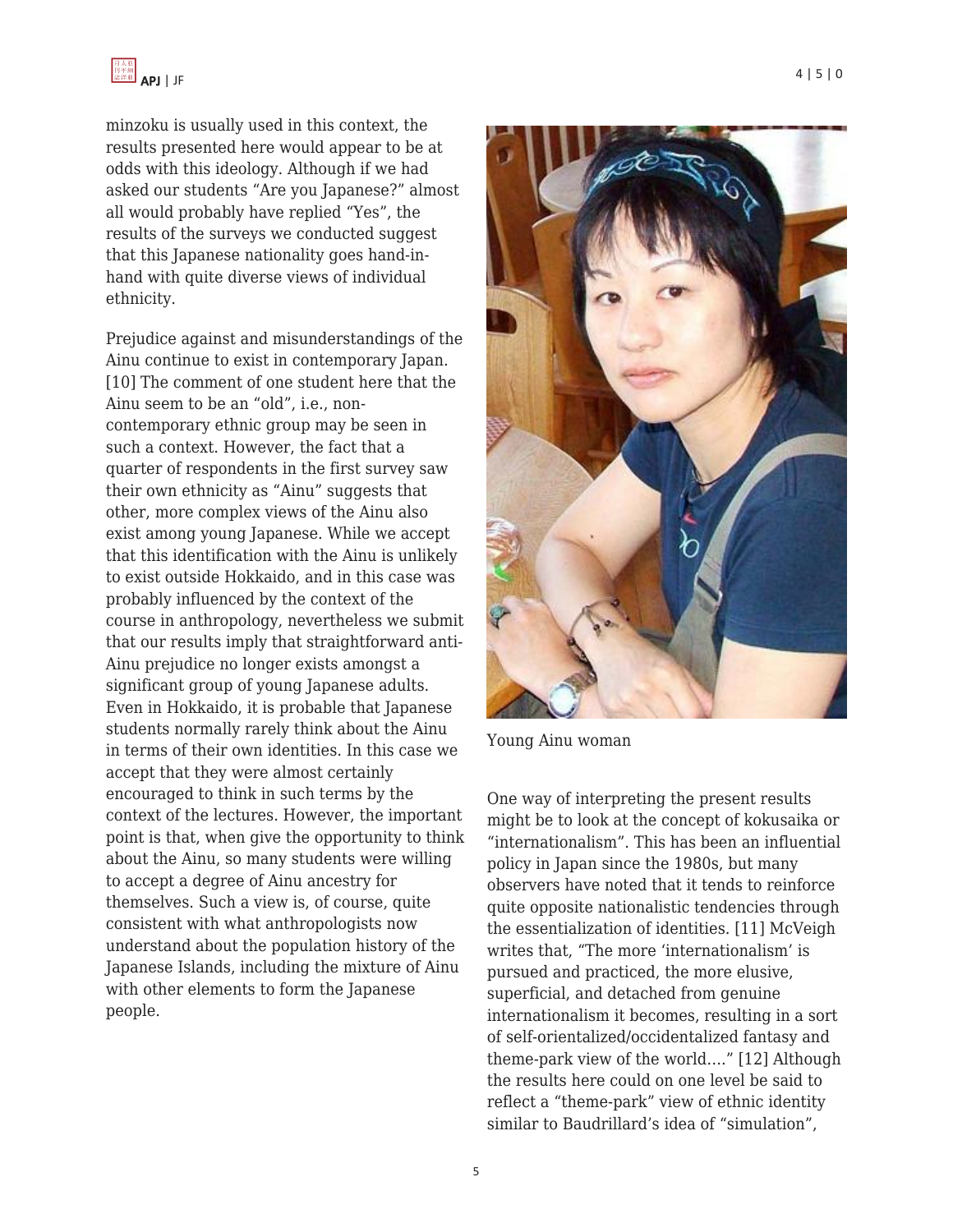minzoku is usually used in this context, the results presented here would appear to be at odds with this ideology. Although if we had asked our students “Are you Japanese?” almost all would probably have replied “Yes”, the results of the surveys we conducted suggest that this Japanese nationality goes hand-in-hand with quite diverse views of individual ethnicity.

Prejudice against and misunderstandings of the Ainu continue to exist in contemporary Japan. [10] The comment of one student here that the Ainu seem to be an “old”, i.e., non-contemporary ethnic group may be seen in such a context. However, the fact that a quarter of respondents in the first survey saw their own ethnicity as “Ainu” suggests that other, more complex views of the Ainu also exist among young Japanese. While we accept that this identification with the Ainu is unlikely to exist outside Hokkaido, and in this case was probably influenced by the context of the course in anthropology, nevertheless we submit that our results imply that straightforward anti-Ainu prejudice no longer exists amongst a significant group of young Japanese adults. Even in Hokkaido, it is probable that Japanese students normally rarely think about the Ainu in terms of their own identities. In this case we accept that they were almost certainly encouraged to think in such terms by the context of the lectures. However, the important point is that, when give the opportunity to think about the Ainu, so many students were willing to accept a degree of Ainu ancestry for themselves. Such a view is, of course, quite consistent with what anthropologists now understand about the population history of the Japanese Islands, including the mixture of Ainu with other elements to form the Japanese people.

Young Ainu woman

One way of interpreting the present results might be to look at the concept of kokusaika or “internationalism”. This has been an influential policy in Japan since the 1980s, but many observers have noted that it tends to reinforce quite opposite nationalistic tendencies through the essentialization of identities. [11] McVeigh writes that, “The more ‘internationalism’ is pursued and practiced, the more elusive, superficial, and detached from genuine internationalism it becomes, resulting in a sort of self-orientalized/occidentalized fantasy and theme-park view of the world….” [12] Although the results here could on one level be said to reflect a “theme-park” view of ethnic identity similar to Baudrillard’s idea of “simulation”,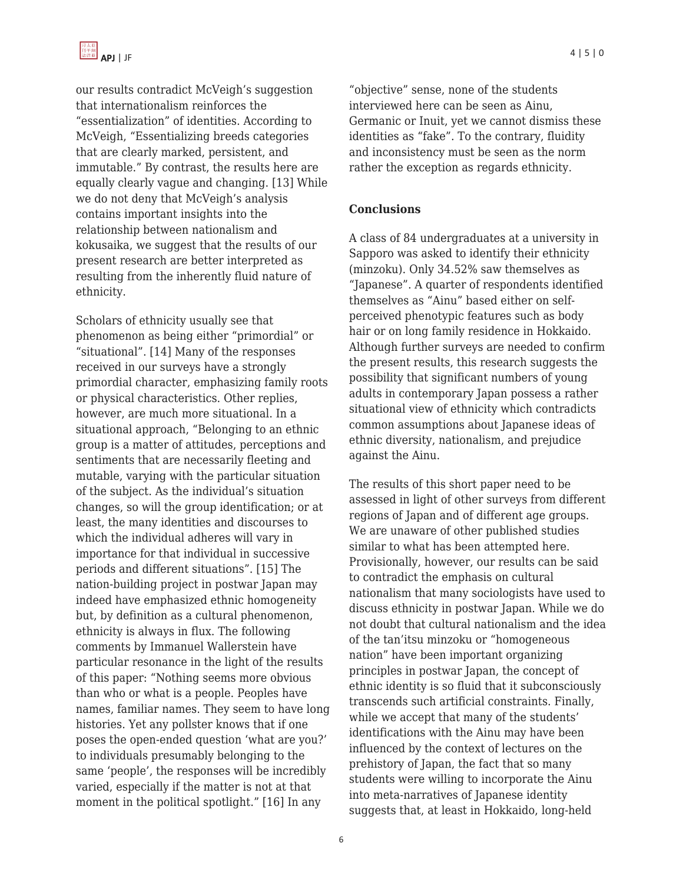our results contradict McVeigh's suggestion that internationalism reinforces the "essentialization" of identities. According to McVeigh, "Essentializing breeds categories that are clearly marked, persistent, and immutable." By contrast, the results here are equally clearly vague and changing. [13] While we do not deny that McVeigh's analysis contains important insights into the relationship between nationalism and kokusaika, we suggest that the results of our present research are better interpreted as resulting from the inherently fluid nature of ethnicity.

Scholars of ethnicity usually see that phenomenon as being either "primordial" or "situational". [14] Many of the responses received in our surveys have a strongly primordial character, emphasizing family roots or physical characteristics. Other replies, however, are much more situational. In a situational approach, "Belonging to an ethnic group is a matter of attitudes, perceptions and sentiments that are necessarily fleeting and mutable, varying with the particular situation of the subject. As the individual's situation changes, so will the group identification; or at least, the many identities and discourses to which the individual adheres will vary in importance for that individual in successive periods and different situations". [15] The nation-building project in postwar Japan may indeed have emphasized ethnic homogeneity but, by definition as a cultural phenomenon, ethnicity is always in flux. The following comments by Immanuel Wallerstein have particular resonance in the light of the results of this paper: "Nothing seems more obvious than who or what is a people. Peoples have names, familiar names. They seem to have long histories. Yet any pollster knows that if one poses the open-ended question 'what are you?' to individuals presumably belonging to the same 'people', the responses will be incredibly varied, especially if the matter is not at that moment in the political spotlight." [16] In any "objective" sense, none of the students interviewed here can be seen as Ainu, Germanic or Inuit, yet we cannot dismiss these identities as "fake". To the contrary, fluidity and inconsistency must be seen as the norm rather the exception as regards ethnicity.

## Conclusions

A class of 84 undergraduates at a university in Sapporo was asked to identify their ethnicity (minzoku). Only 34.52% saw themselves as "Japanese". A quarter of respondents identified themselves as "Ainu" based either on self-perceived phenotypic features such as body hair or on long family residence in Hokkaido. Although further surveys are needed to confirm the present results, this research suggests the possibility that significant numbers of young adults in contemporary Japan possess a rather situational view of ethnicity which contradicts common assumptions about Japanese ideas of ethnic diversity, nationalism, and prejudice against the Ainu.

The results of this short paper need to be assessed in light of other surveys from different regions of Japan and of different age groups. We are unaware of other published studies similar to what has been attempted here. Provisionally, however, our results can be said to contradict the emphasis on cultural nationalism that many sociologists have used to discuss ethnicity in postwar Japan. While we do not doubt that cultural nationalism and the idea of the tan'itsu minzoku or "homogeneous nation" have been important organizing principles in postwar Japan, the concept of ethnic identity is so fluid that it subconsciously transcends such artificial constraints. Finally, while we accept that many of the students' identifications with the Ainu may have been influenced by the context of lectures on the prehistory of Japan, the fact that so many students were willing to incorporate the Ainu into meta-narratives of Japanese identity suggests that, at least in Hokkaido, long-held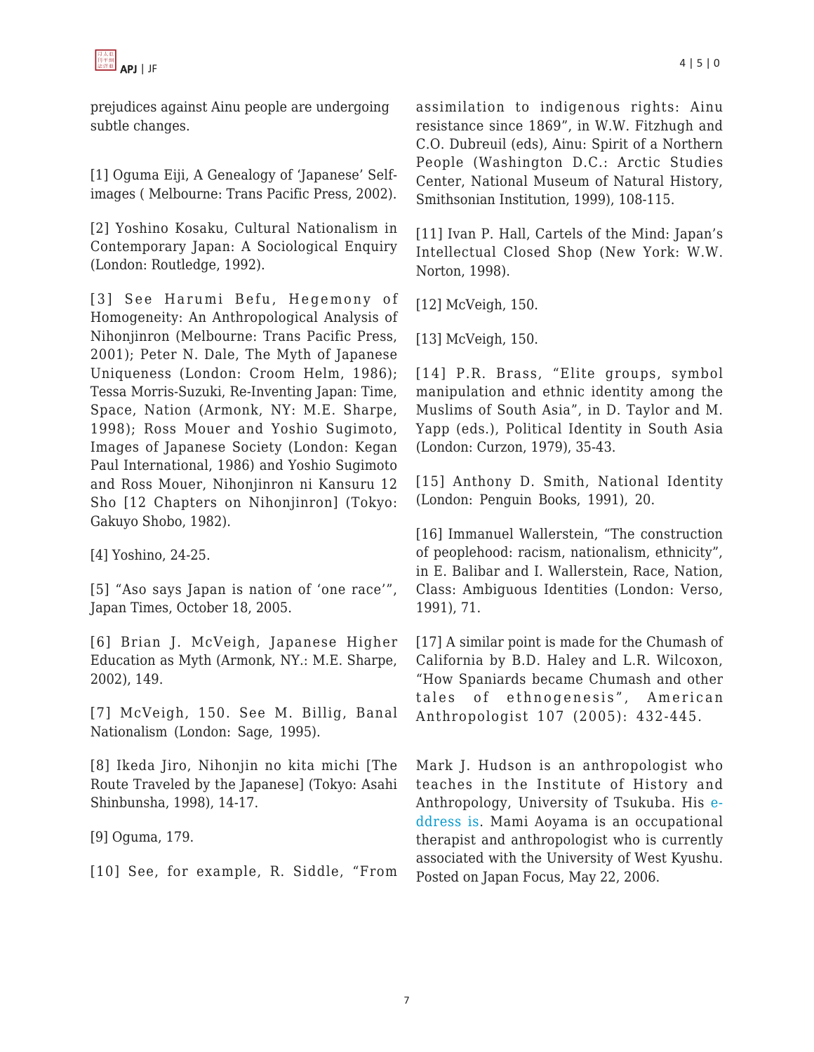prejudices against Ainu people are undergoing subtle changes.

[1] Oguma Eiji, A Genealogy of 'Japanese' Self-images ( Melbourne: Trans Pacific Press, 2002).

[2] Yoshino Kosaku, Cultural Nationalism in Contemporary Japan: A Sociological Enquiry (London: Routledge, 1992).

[3] See Harumi Befu, Hegemony of Homogeneity: An Anthropological Analysis of Nihonjinron (Melbourne: Trans Pacific Press, 2001); Peter N. Dale, The Myth of Japanese Uniqueness (London: Croom Helm, 1986); Tessa Morris-Suzuki, Re-Inventing Japan: Time, Space, Nation (Armonk, NY: M.E. Sharpe, 1998); Ross Mouer and Yoshio Sugimoto, Images of Japanese Society (London: Kegan Paul International, 1986) and Yoshio Sugimoto and Ross Mouer, Nihonjinron ni Kansuru 12 Sho [12 Chapters on Nihonjinron] (Tokyo: Gakuyo Shobo, 1982).

[4] Yoshino, 24-25.

[5] "Aso says Japan is nation of 'one race'", Japan Times, October 18, 2005.

[6] Brian J. McVeigh, Japanese Higher Education as Myth (Armonk, NY.: M.E. Sharpe, 2002), 149.

[7] McVeigh, 150. See M. Billig, Banal Nationalism (London: Sage, 1995).

[8] Ikeda Jiro, Nihonjin no kita michi [The Route Traveled by the Japanese] (Tokyo: Asahi Shinbunsha, 1998), 14-17.

[9] Oguma, 179.

[10] See, for example, R. Siddle, "From assimilation to indigenous rights: Ainu resistance since 1869", in W.W. Fitzhugh and C.O. Dubreuil (eds), Ainu: Spirit of a Northern People (Washington D.C.: Arctic Studies Center, National Museum of Natural History, Smithsonian Institution, 1999), 108-115.

[11] Ivan P. Hall, Cartels of the Mind: Japan's Intellectual Closed Shop (New York: W.W. Norton, 1998).

[12] McVeigh, 150.

[13] McVeigh, 150.

[14] P.R. Brass, "Elite groups, symbol manipulation and ethnic identity among the Muslims of South Asia", in D. Taylor and M. Yapp (eds.), Political Identity in South Asia (London: Curzon, 1979), 35-43.

[15] Anthony D. Smith, National Identity (London: Penguin Books, 1991), 20.

[16] Immanuel Wallerstein, "The construction of peoplehood: racism, nationalism, ethnicity", in E. Balibar and I. Wallerstein, Race, Nation, Class: Ambiguous Identities (London: Verso, 1991), 71.

[17] A similar point is made for the Chumash of California by B.D. Haley and L.R. Wilcoxon, "How Spaniards became Chumash and other tales of ethnogenesis", American Anthropologist 107 (2005): 432-445.

Mark J. Hudson is an anthropologist who teaches in the Institute of History and Anthropology, University of Tsukuba. His e-ddress is. Mami Aoyama is an occupational therapist and anthropologist who is currently associated with the University of West Kyushu. Posted on Japan Focus, May 22, 2006.